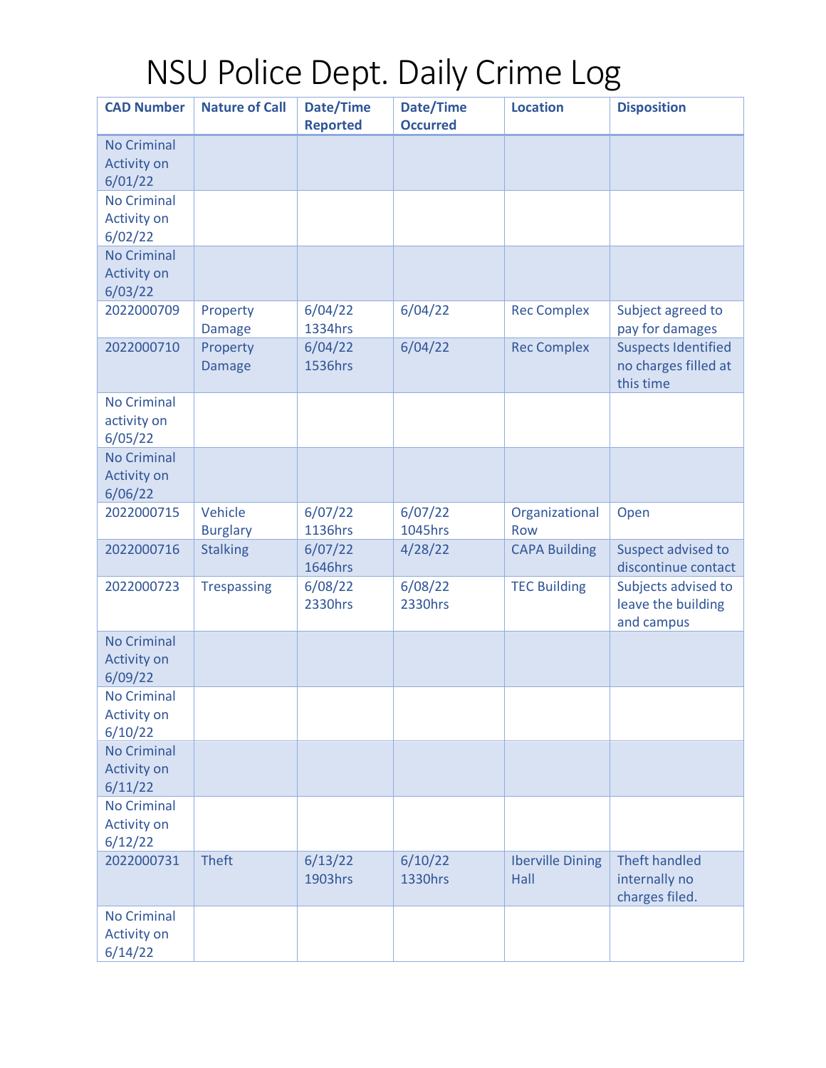# NSU Police Dept. Daily Crime Log

| CAD Number | Nature of Call | Date/Time Reported | Date/Time Occurred | Location | Disposition |
|---|---|---|---|---|---|
| No Criminal Activity on 6/01/22 | | | | | |
| No Criminal Activity on 6/02/22 | | | | | |
| No Criminal Activity on 6/03/22 | | | | | |
| 2022000709 | Property Damage | 6/04/22 1334hrs | 6/04/22 | Rec Complex | Subject agreed to pay for damages |
| 2022000710 | Property Damage | 6/04/22 1536hrs | 6/04/22 | Rec Complex | Suspects Identified no charges filled at this time |
| No Criminal activity on 6/05/22 | | | | | |
| No Criminal Activity on 6/06/22 | | | | | |
| 2022000715 | Vehicle Burglary | 6/07/22 1136hrs | 6/07/22 1045hrs | Organizational Row | Open |
| 2022000716 | Stalking | 6/07/22 1646hrs | 4/28/22 | CAPA Building | Suspect advised to discontinue contact |
| 2022000723 | Trespassing | 6/08/22 2330hrs | 6/08/22 2330hrs | TEC Building | Subjects advised to leave the building and campus |
| No Criminal Activity on 6/09/22 | | | | | |
| No Criminal Activity on 6/10/22 | | | | | |
| No Criminal Activity on 6/11/22 | | | | | |
| No Criminal Activity on 6/12/22 | | | | | |
| 2022000731 | Theft | 6/13/22 1903hrs | 6/10/22 1330hrs | Iberville Dining Hall | Theft handled internally no charges filed. |
| No Criminal Activity on 6/14/22 | | | | | |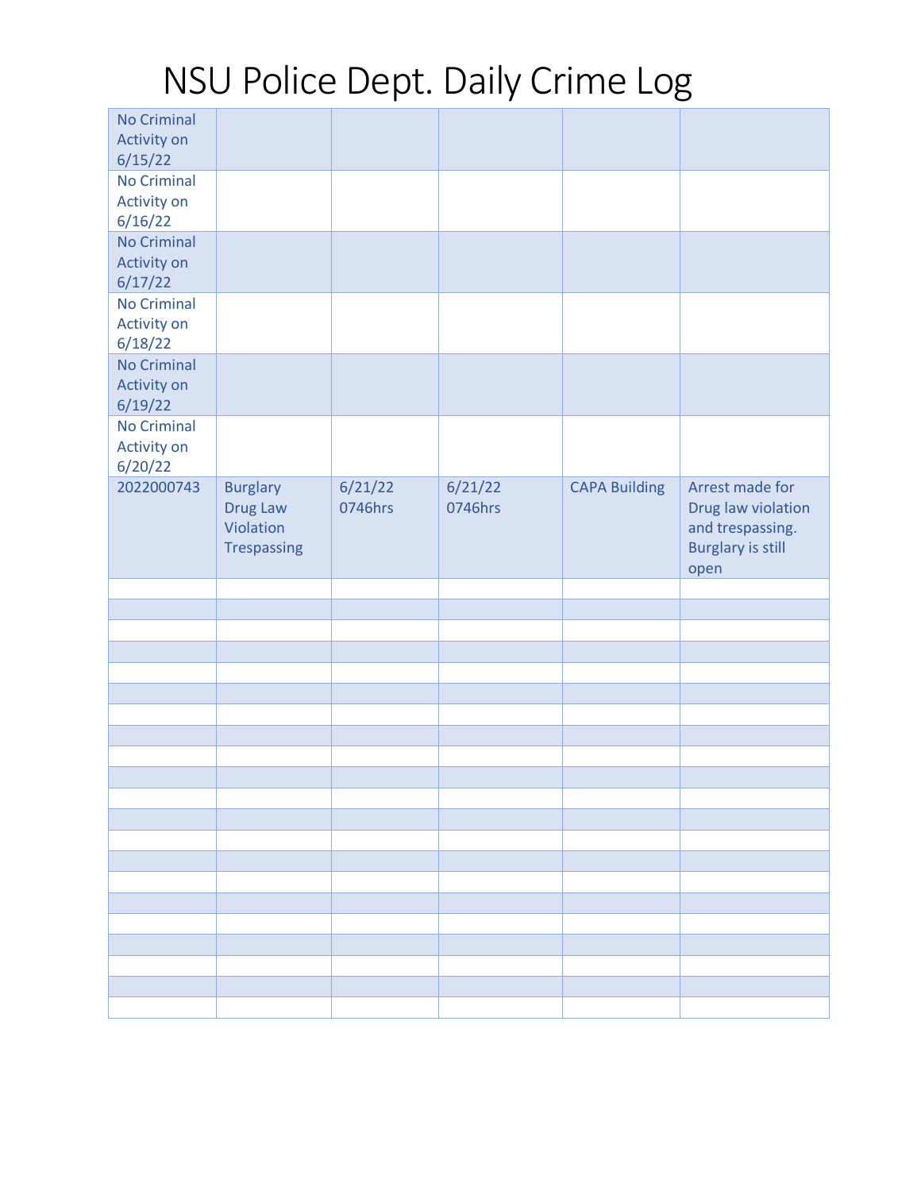# NSU Police Dept. Daily Crime Log

| | | | | | |
|---|---|---|---|---|---|
| No Criminal Activity on 6/15/22 | | | | | |
| No Criminal Activity on 6/16/22 | | | | | |
| No Criminal Activity on 6/17/22 | | | | | |
| No Criminal Activity on 6/18/22 | | | | | |
| No Criminal Activity on 6/19/22 | | | | | |
| No Criminal Activity on 6/20/22 | | | | | |
| 2022000743 | Burglary Drug Law Violation Trespassing | 6/21/22 0746hrs | 6/21/22 0746hrs | CAPA Building | Arrest made for Drug law violation and trespassing. Burglary is still open |